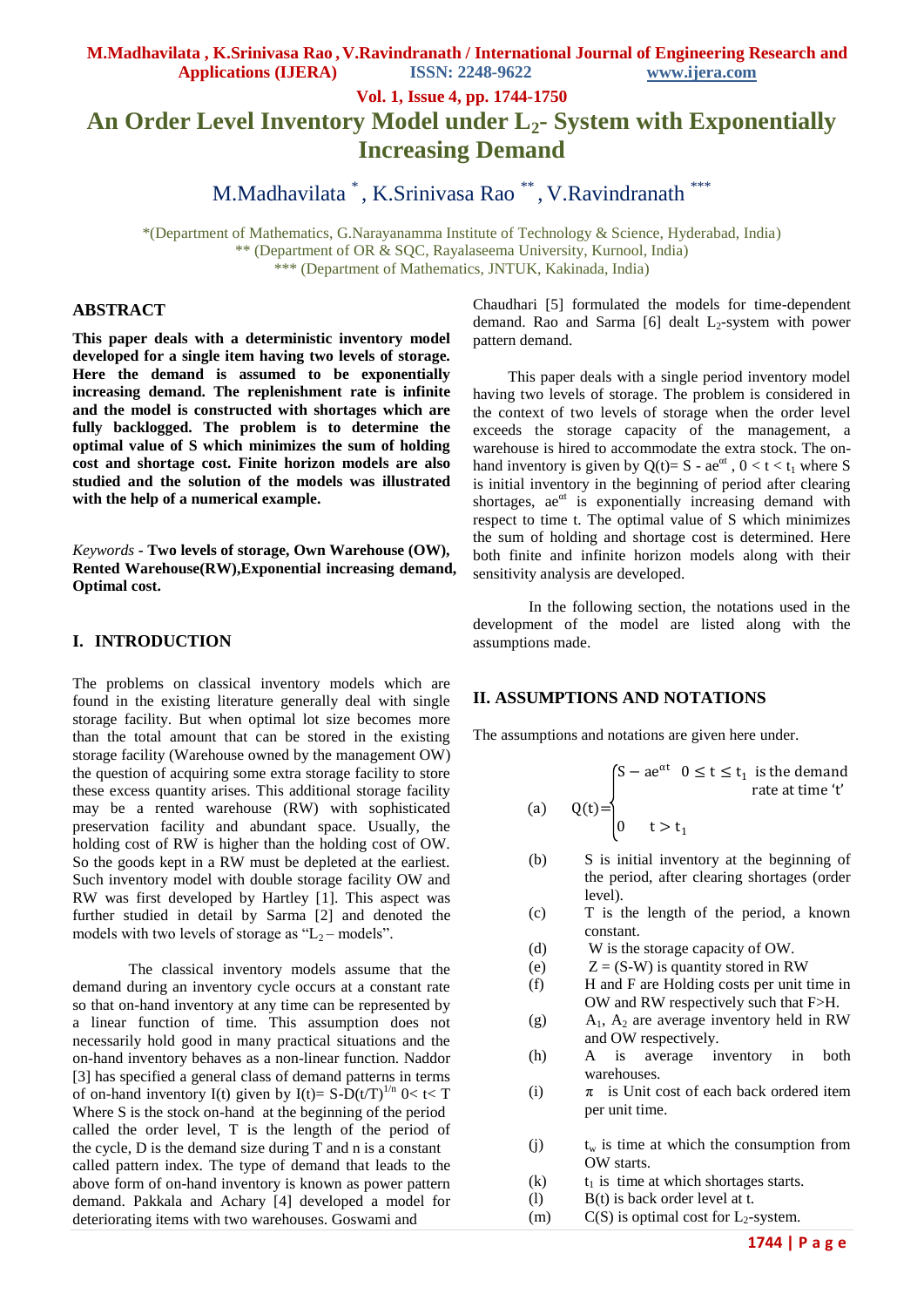# An Order Level Inventory Model under $L_2$- System with Exponentially Increasing Demand

M.Madhavilata [*], K.Srinivasa Rao [**], V.Ravindranath [***]

*(Department of Mathematics, G.Narayanamma Institute of Technology & Science, Hyderabad, India)
** (Department of OR & SQC, Rayalaseema University, Kurnool, India)
*** (Department of Mathematics, JNTUK, Kakinada, India)

## ABSTRACT

**This paper deals with a deterministic inventory model developed for a single item having two levels of storage. Here the demand is assumed to be exponentially increasing demand. The replenishment rate is infinite and the model is constructed with shortages which are fully backlogged. The problem is to determine the optimal value of S which minimizes the sum of holding cost and shortage cost. Finite horizon models are also studied and the solution of the models was illustrated with the help of a numerical example.**

*Keywords* - **Two levels of storage, Own Warehouse (OW), Rented Warehouse(RW),Exponential increasing demand, Optimal cost.**

## I. INTRODUCTION

The problems on classical inventory models which are found in the existing literature generally deal with single storage facility. But when optimal lot size becomes more than the total amount that can be stored in the existing storage facility (Warehouse owned by the management OW) the question of acquiring some extra storage facility to store these excess quantity arises. This additional storage facility may be a rented warehouse (RW) with sophisticated preservation facility and abundant space. Usually, the holding cost of RW is higher than the holding cost of OW. So the goods kept in a RW must be depleted at the earliest. Such inventory model with double storage facility OW and RW was first developed by Hartley [1]. This aspect was further studied in detail by Sarma [2] and denoted the models with two levels of storage as "$L_2$ – models".

The classical inventory models assume that the demand during an inventory cycle occurs at a constant rate so that on-hand inventory at any time can be represented by a linear function of time. This assumption does not necessarily hold good in many practical situations and the on-hand inventory behaves as a non-linear function. Naddor [3] has specified a general class of demand patterns in terms of on-hand inventory I(t) given by $I(t)= S-D(t/T)^{1/n}$ $0< t< T$ Where S is the stock on-hand at the beginning of the period called the order level, T is the length of the period of the cycle, D is the demand size during T and n is a constant called pattern index. The type of demand that leads to the above form of on-hand inventory is known as power pattern demand. Pakkala and Achary [4] developed a model for deteriorating items with two warehouses. Goswami and Chaudhari [5] formulated the models for time-dependent demand. Rao and Sarma [6] dealt $L_2$-system with power pattern demand.

This paper deals with a single period inventory model having two levels of storage. The problem is considered in the context of two levels of storage when the order level exceeds the storage capacity of the management, a warehouse is hired to accommodate the extra stock. The on-hand inventory is given by $Q(t)= S - ae^{\alpha t}$ , $0 < t < t_1$ where S is initial inventory in the beginning of period after clearing shortages, $ae^{\alpha t}$ is exponentially increasing demand with respect to time t. The optimal value of S which minimizes the sum of holding and shortage cost is determined. Here both finite and infinite horizon models along with their sensitivity analysis are developed.

In the following section, the notations used in the development of the model are listed along with the assumptions made.

## II. ASSUMPTIONS AND NOTATIONS

The assumptions and notations are given here under.

(a) $$Q(t)=\begin{cases} S - ae^{\alpha t} & 0 \le t \le t_1 \text{ is the demand rate at time 't'} \\ 0 & t > t_1 \end{cases}$$

(b) S is initial inventory at the beginning of the period, after clearing shortages (order level).

(c) T is the length of the period, a known constant.

(d) W is the storage capacity of OW.

(e) $Z = (S-W)$ is quantity stored in RW

(f) H and F are Holding costs per unit time in OW and RW respectively such that F>H.

(g) $A_1$, $A_2$ are average inventory held in RW and OW respectively.

(h) A is average inventory in both warehouses.

(i) $\pi$ is Unit cost of each back ordered item per unit time.

(j) $t_w$ is time at which the consumption from OW starts.

(k) $t_1$ is time at which shortages starts.

(l) B(t) is back order level at t.

(m) C(S) is optimal cost for $L_2$-system.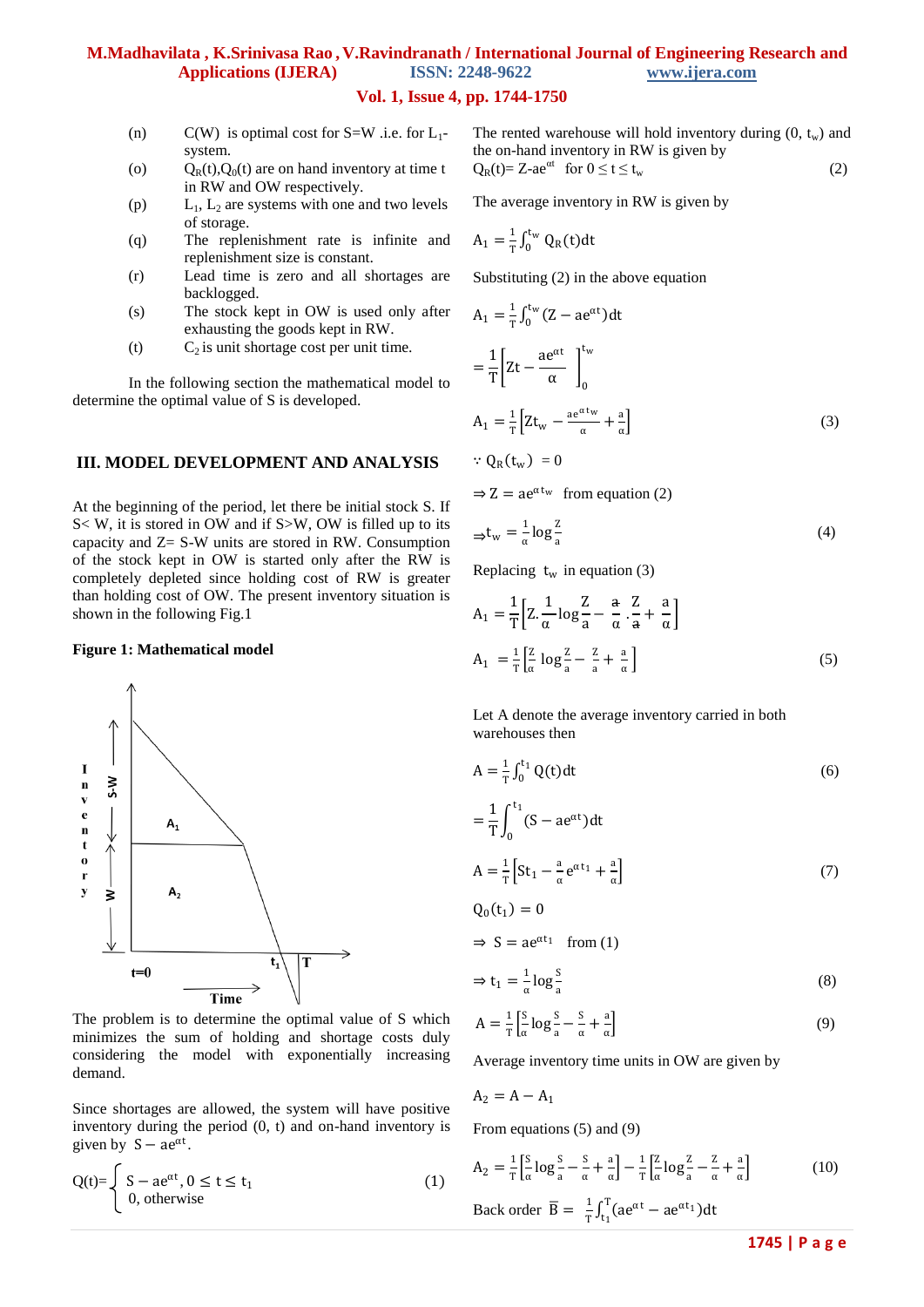(n) C(W) is optimal cost for S=W .i.e. for $L_1$-system.

(o) $Q_R(t)$,$Q_0(t)$ are on hand inventory at time t in RW and OW respectively.

(p) $L_1$, $L_2$ are systems with one and two levels of storage.

(q) The replenishment rate is infinite and replenishment size is constant.

(r) Lead time is zero and all shortages are backlogged.

(s) The stock kept in OW is used only after exhausting the goods kept in RW.

(t) $C_2$ is unit shortage cost per unit time.

In the following section the mathematical model to determine the optimal value of S is developed.

## III. MODEL DEVELOPMENT AND ANALYSIS

At the beginning of the period, let there be initial stock S. If S< W, it is stored in OW and if S>W, OW is filled up to its capacity and Z= S-W units are stored in RW. Consumption of the stock kept in OW is started only after the RW is completely depleted since holding cost of RW is greater than holding cost of OW. The present inventory situation is shown in the following Fig.1

**Figure 1: Mathematical model**

The problem is to determine the optimal value of S which minimizes the sum of holding and shortage costs duly considering the model with exponentially increasing demand.

Since shortages are allowed, the system will have positive inventory during the period (0, t) and on-hand inventory is given by $S - ae^{\alpha t}$.

$$Q(t)=\begin{cases} S - ae^{\alpha t}, 0 \le t \le t_1 \\ 0, \text{otherwise} \end{cases} \tag{1}$$

The rented warehouse will hold inventory during (0, $t_w$) and the on-hand inventory in RW is given by

$$Q_R(t)= Z\text{-}ae^{\alpha t} \quad \text{for } 0 \le t \le t_w \tag{2}$$

The average inventory in RW is given by

$$A_1 = \frac{1}{T}\int_0^{t_w} Q_R(t)dt$$

Substituting (2) in the above equation

$$A_1 = \frac{1}{T}\int_0^{t_w} (Z - ae^{\alpha t})dt$$

$$= \frac{1}{T}\left[Zt - \frac{ae^{\alpha t}}{\alpha}\right]_0^{t_w}$$

$$A_1 = \frac{1}{T}\left[Zt_w - \frac{ae^{\alpha t_w}}{\alpha} + \frac{a}{\alpha}\right] \tag{3}$$

$$\because Q_R(t_w) = 0$$

$$\Rightarrow Z = ae^{\alpha t_w} \quad \text{from equation (2)}$$

$$\Rightarrow t_w = \frac{1}{\alpha}\log\frac{Z}{a} \tag{4}$$

Replacing $t_w$ in equation (3)

$$A_1 = \frac{1}{T}\left[Z.\frac{1}{\alpha}\log\frac{Z}{a} - \frac{a}{\alpha}.\frac{Z}{a} + \frac{a}{\alpha}\right]$$

$$A_1 = \frac{1}{T}\left[\frac{Z}{\alpha}\log\frac{Z}{a} - \frac{Z}{a} + \frac{a}{\alpha}\right] \tag{5}$$

Let A denote the average inventory carried in both warehouses then

$$A = \frac{1}{T}\int_0^{t_1} Q(t)dt \tag{6}$$

$$= \frac{1}{T}\int_0^{t_1} (S - ae^{\alpha t})dt$$

$$A = \frac{1}{T}\left[St_1 - \frac{a}{\alpha}e^{\alpha t_1} + \frac{a}{\alpha}\right] \tag{7}$$

$$Q_0(t_1) = 0$$

$$\Rightarrow S = ae^{\alpha t_1} \quad \text{from (1)}$$

$$\Rightarrow t_1 = \frac{1}{\alpha}\log\frac{S}{a} \tag{8}$$

$$A = \frac{1}{T}\left[\frac{S}{\alpha}\log\frac{S}{a} - \frac{S}{\alpha} + \frac{a}{\alpha}\right] \tag{9}$$

Average inventory time units in OW are given by

$$A_2 = A - A_1$$

From equations (5) and (9)

$$A_2 = \frac{1}{T}\left[\frac{S}{\alpha}\log\frac{S}{a} - \frac{S}{\alpha} + \frac{a}{\alpha}\right] - \frac{1}{T}\left[\frac{Z}{\alpha}\log\frac{Z}{a} - \frac{Z}{\alpha} + \frac{a}{\alpha}\right] \tag{10}$$

Back order $\bar{B} = \frac{1}{T}\int_{t_1}^{T}(ae^{\alpha t} - ae^{\alpha t_1})dt$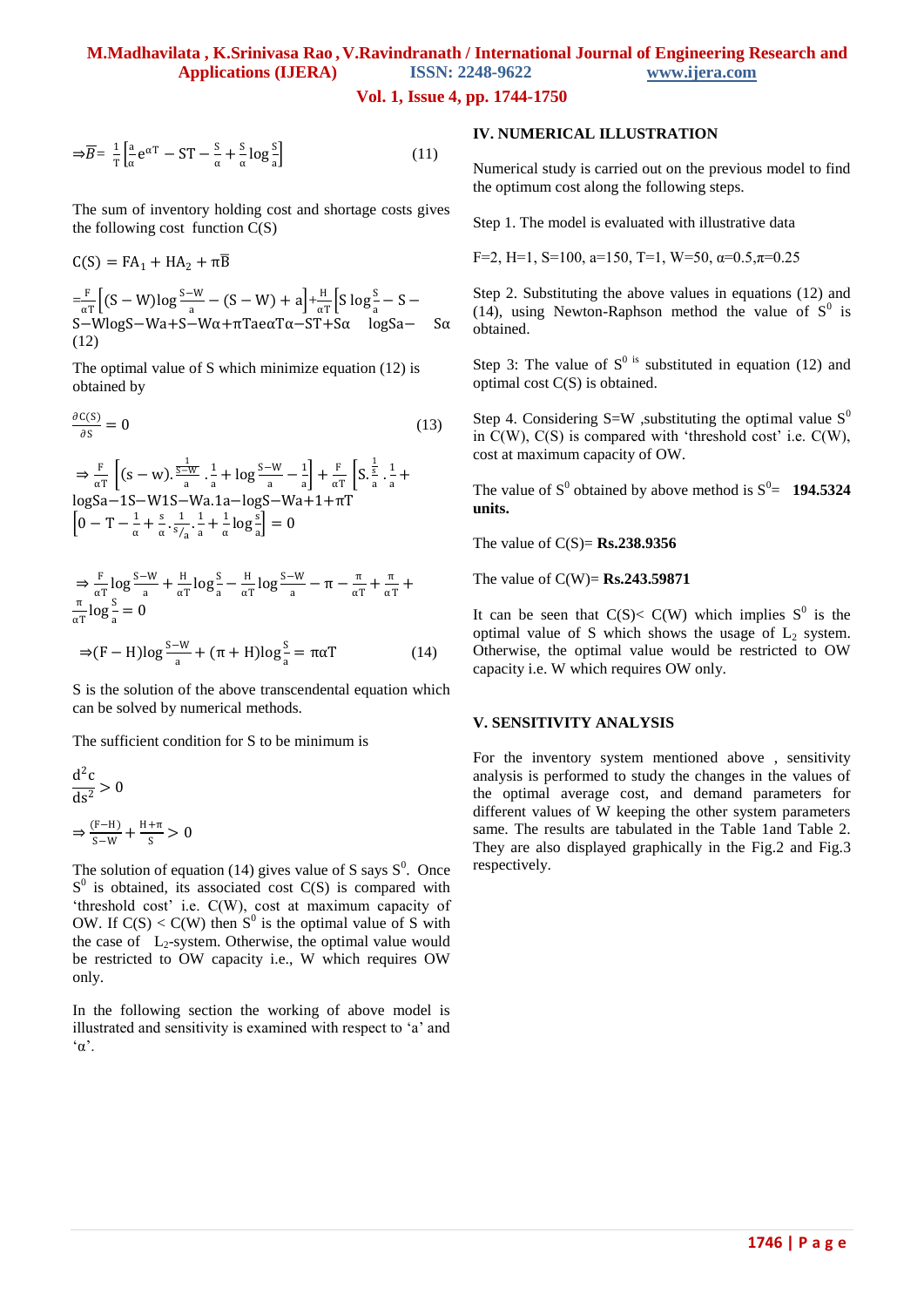$$\Rightarrow \overline{B} = \frac{1}{T}\left[\frac{a}{\alpha}e^{\alpha T} - ST - \frac{S}{\alpha} + \frac{S}{\alpha}\log\frac{S}{a}\right] \tag{11}$$

The sum of inventory holding cost and shortage costs gives the following cost function C(S)

$$C(S) = FA_1 + HA_2 + \pi\overline{B}$$

$$= \frac{F}{\alpha T}\left[(S-W)\log\frac{S-W}{a} - (S-W) + a\right] + \frac{H}{\alpha T}\left[S\log\frac{S}{a} - S - S - W\log S - Wa + S - W\alpha + \pi Tae\alpha T\alpha - ST + S\alpha \quad \log Sa - \quad S\alpha\right] \tag{12}$$

The optimal value of S which minimize equation (12) is obtained by

$$\frac{\partial C(S)}{\partial S} = 0 \tag{13}$$

$$\Rightarrow \frac{F}{\alpha T}\left[(s-w).\frac{\frac{1}{S-W}}{a}.\frac{1}{a} + \log\frac{S-W}{a} - \frac{1}{a}\right] + \frac{F}{\alpha T}\left[S.\frac{\frac{1}{S}}{a}.\frac{1}{a} + \log Sa - 1S - W1S - Wa.1a - \log S - Wa + 1 + \pi T\right]$$
$$\left[0 - T - \frac{1}{\alpha} + \frac{s}{\alpha}.\frac{1}{s/a}.\frac{1}{a} + \frac{1}{\alpha}\log\frac{s}{a}\right] = 0$$

$$\Rightarrow \frac{F}{\alpha T}\log\frac{S-W}{a} + \frac{H}{\alpha T}\log\frac{S}{a} - \frac{H}{\alpha T}\log\frac{S-W}{a} - \pi - \frac{\pi}{\alpha T} + \frac{\pi}{\alpha T} + \frac{\pi}{\alpha T}\log\frac{S}{a} = 0$$

$$\Rightarrow (F-H)\log\frac{S-W}{a} + (\pi + H)\log\frac{S}{a} = \pi\alpha T \tag{14}$$

S is the solution of the above transcendental equation which can be solved by numerical methods.

The sufficient condition for S to be minimum is

$$\frac{d^2c}{ds^2} > 0$$

$$\Rightarrow \frac{(F-H)}{S-W} + \frac{H+\pi}{S} > 0$$

The solution of equation (14) gives value of S says $S^0$. Once $S^0$ is obtained, its associated cost C(S) is compared with 'threshold cost' i.e. C(W), cost at maximum capacity of OW. If C(S) < C(W) then $S^0$ is the optimal value of S with the case of $L_2$-system. Otherwise, the optimal value would be restricted to OW capacity i.e., W which requires OW only.

In the following section the working of above model is illustrated and sensitivity is examined with respect to 'a' and 'α'.

## IV. NUMERICAL ILLUSTRATION

Numerical study is carried out on the previous model to find the optimum cost along the following steps.

Step 1. The model is evaluated with illustrative data

F=2, H=1, S=100, a=150, T=1, W=50, $\alpha$=0.5,$\pi$=0.25

Step 2. Substituting the above values in equations (12) and (14), using Newton-Raphson method the value of $S^0$ is obtained.

Step 3: The value of $S^0$ is substituted in equation (12) and optimal cost C(S) is obtained.

Step 4. Considering S=W ,substituting the optimal value $S^0$ in C(W), C(S) is compared with 'threshold cost' i.e. C(W), cost at maximum capacity of OW.

The value of $S^0$ obtained by above method is $S^0$= **194.5324 units.**

The value of C(S)= **Rs.238.9356**

The value of C(W)= **Rs.243.59871**

It can be seen that C(S)< C(W) which implies $S^0$ is the optimal value of S which shows the usage of $L_2$ system. Otherwise, the optimal value would be restricted to OW capacity i.e. W which requires OW only.

## V. SENSITIVITY ANALYSIS

For the inventory system mentioned above , sensitivity analysis is performed to study the changes in the values of the optimal average cost, and demand parameters for different values of W keeping the other system parameters same. The results are tabulated in the Table 1and Table 2. They are also displayed graphically in the Fig.2 and Fig.3 respectively.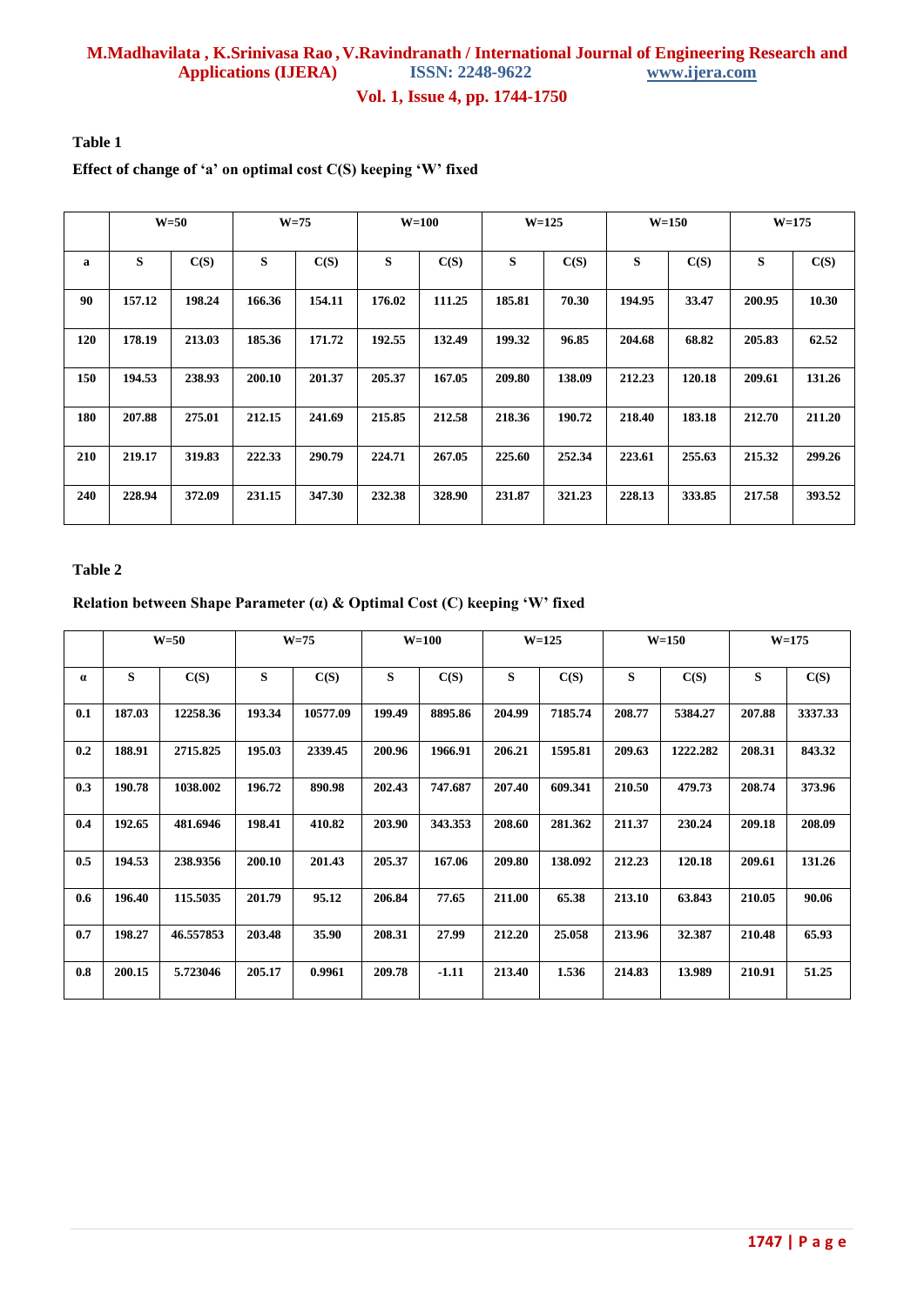**Table 1**

**Effect of change of 'a' on optimal cost C(S) keeping 'W' fixed**

| | W=50 | | W=75 | | W=100 | | W=125 | | W=150 | | W=175 | |
|---|---|---|---|---|---|---|---|---|---|---|---|---|
| **a** | **S** | **C(S)** | **S** | **C(S)** | **S** | **C(S)** | **S** | **C(S)** | **S** | **C(S)** | **S** | **C(S)** |
| 90 | 157.12 | 198.24 | 166.36 | 154.11 | 176.02 | 111.25 | 185.81 | 70.30 | 194.95 | 33.47 | 200.95 | 10.30 |
| 120 | 178.19 | 213.03 | 185.36 | 171.72 | 192.55 | 132.49 | 199.32 | 96.85 | 204.68 | 68.82 | 205.83 | 62.52 |
| 150 | 194.53 | 238.93 | 200.10 | 201.37 | 205.37 | 167.05 | 209.80 | 138.09 | 212.23 | 120.18 | 209.61 | 131.26 |
| 180 | 207.88 | 275.01 | 212.15 | 241.69 | 215.85 | 212.58 | 218.36 | 190.72 | 218.40 | 183.18 | 212.70 | 211.20 |
| 210 | 219.17 | 319.83 | 222.33 | 290.79 | 224.71 | 267.05 | 225.60 | 252.34 | 223.61 | 255.63 | 215.32 | 299.26 |
| 240 | 228.94 | 372.09 | 231.15 | 347.30 | 232.38 | 328.90 | 231.87 | 321.23 | 228.13 | 333.85 | 217.58 | 393.52 |

**Table 2**

**Relation between Shape Parameter (α) & Optimal Cost (C) keeping 'W' fixed**

| | W=50 | | W=75 | | W=100 | | W=125 | | W=150 | | W=175 | |
|---|---|---|---|---|---|---|---|---|---|---|---|---|
| **α** | **S** | **C(S)** | **S** | **C(S)** | **S** | **C(S)** | **S** | **C(S)** | **S** | **C(S)** | **S** | **C(S)** |
| 0.1 | 187.03 | 12258.36 | 193.34 | 10577.09 | 199.49 | 8895.86 | 204.99 | 7185.74 | 208.77 | 5384.27 | 207.88 | 3337.33 |
| 0.2 | 188.91 | 2715.825 | 195.03 | 2339.45 | 200.96 | 1966.91 | 206.21 | 1595.81 | 209.63 | 1222.282 | 208.31 | 843.32 |
| 0.3 | 190.78 | 1038.002 | 196.72 | 890.98 | 202.43 | 747.687 | 207.40 | 609.341 | 210.50 | 479.73 | 208.74 | 373.96 |
| 0.4 | 192.65 | 481.6946 | 198.41 | 410.82 | 203.90 | 343.353 | 208.60 | 281.362 | 211.37 | 230.24 | 209.18 | 208.09 |
| 0.5 | 194.53 | 238.9356 | 200.10 | 201.43 | 205.37 | 167.06 | 209.80 | 138.092 | 212.23 | 120.18 | 209.61 | 131.26 |
| 0.6 | 196.40 | 115.5035 | 201.79 | 95.12 | 206.84 | 77.65 | 211.00 | 65.38 | 213.10 | 63.843 | 210.05 | 90.06 |
| 0.7 | 198.27 | 46.557853 | 203.48 | 35.90 | 208.31 | 27.99 | 212.20 | 25.058 | 213.96 | 32.387 | 210.48 | 65.93 |
| 0.8 | 200.15 | 5.723046 | 205.17 | 0.9961 | 209.78 | -1.11 | 213.40 | 1.536 | 214.83 | 13.989 | 210.91 | 51.25 |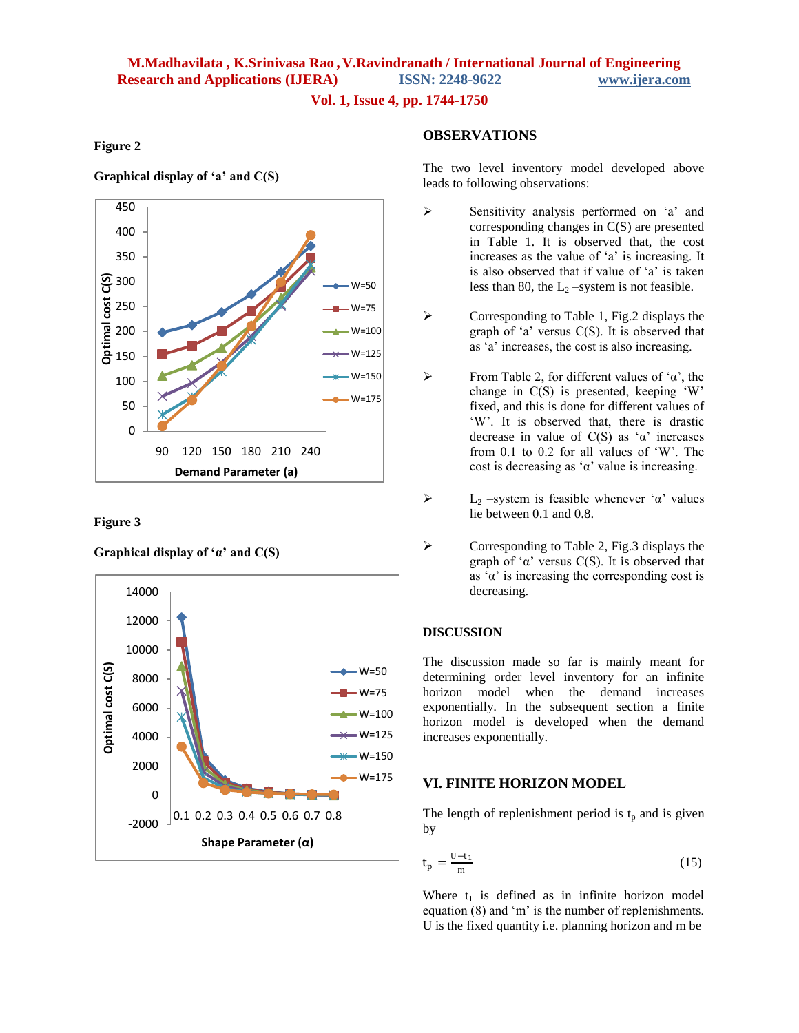**Figure 2**

**Graphical display of 'a' and C(S)**

**Figure 3**

**Graphical display of 'α' and C(S)**

## OBSERVATIONS

The two level inventory model developed above leads to following observations:

- Sensitivity analysis performed on 'a' and corresponding changes in C(S) are presented in Table 1. It is observed that, the cost increases as the value of 'a' is increasing. It is also observed that if value of 'a' is taken less than 80, the $L_2$ –system is not feasible.

- Corresponding to Table 1, Fig.2 displays the graph of 'a' versus C(S). It is observed that as 'a' increases, the cost is also increasing.

- From Table 2, for different values of 'α', the change in C(S) is presented, keeping 'W' fixed, and this is done for different values of 'W'. It is observed that, there is drastic decrease in value of C(S) as 'α' increases from 0.1 to 0.2 for all values of 'W'. The cost is decreasing as 'α' value is increasing.

- $L_2$ –system is feasible whenever 'α' values lie between 0.1 and 0.8.

- Corresponding to Table 2, Fig.3 displays the graph of 'α' versus C(S). It is observed that as 'α' is increasing the corresponding cost is decreasing.

## DISCUSSION

The discussion made so far is mainly meant for determining order level inventory for an infinite horizon model when the demand increases exponentially. In the subsequent section a finite horizon model is developed when the demand increases exponentially.

## VI. FINITE HORIZON MODEL

The length of replenishment period is $t_p$ and is given by

$$t_p = \frac{U - t_1}{m} \tag{15}$$

Where $t_1$ is defined as in infinite horizon model equation (8) and 'm' is the number of replenishments. U is the fixed quantity i.e. planning horizon and m be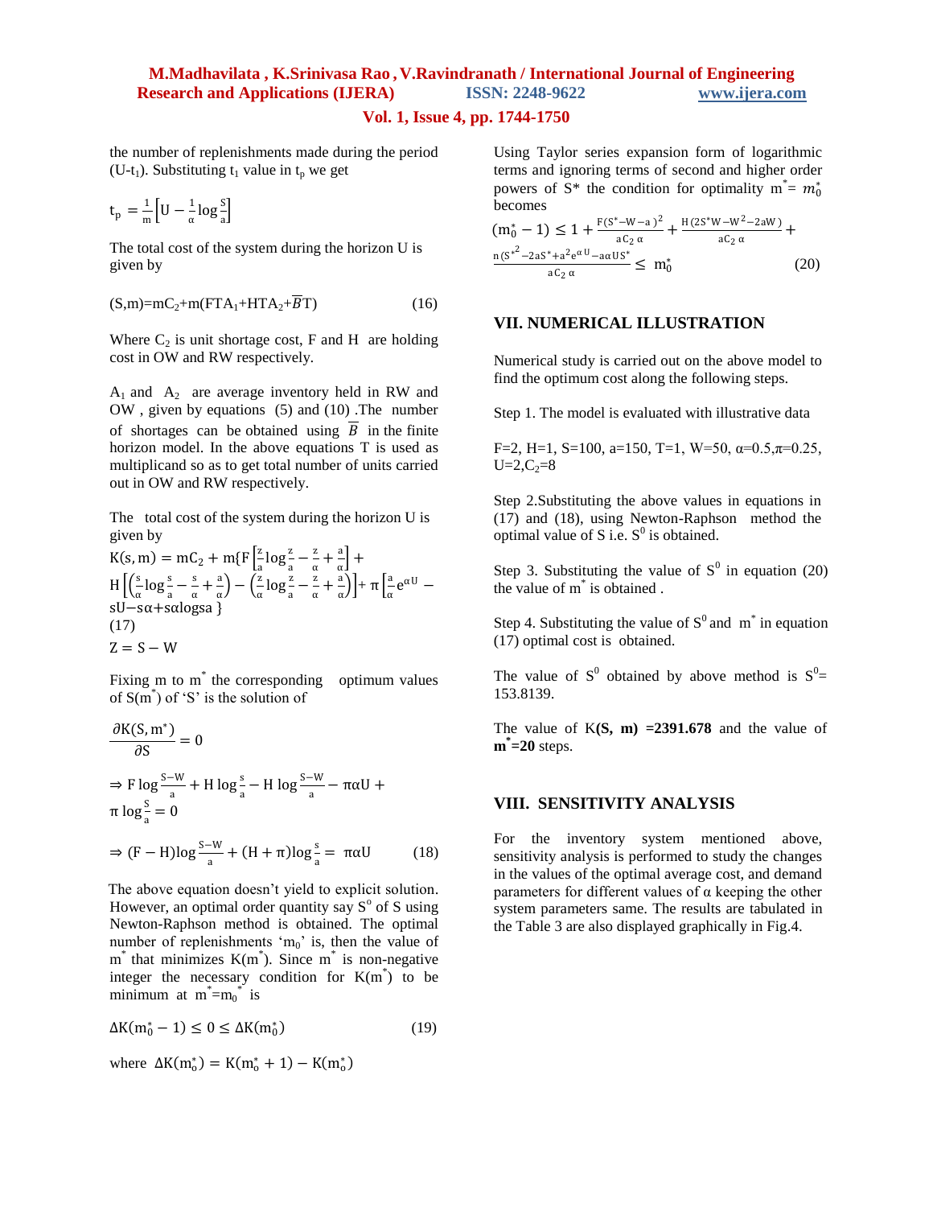the number of replenishments made during the period ($U-t_1$). Substituting $t_1$ value in $t_p$ we get

$$t_p = \frac{1}{m}\left[U - \frac{1}{\alpha}\log\frac{S}{a}\right]$$

The total cost of the system during the horizon U is given by

$$(S,m)=mC_2+m(FTA_1+HTA_2+\overline{B}T) \qquad (16)$$

Where $C_2$ is unit shortage cost, F and H are holding cost in OW and RW respectively.

$A_1$ and $A_2$ are average inventory held in RW and OW , given by equations (5) and (10) .The number of shortages can be obtained using $\overline{B}$ in the finite horizon model. In the above equations T is used as multiplicand so as to get total number of units carried out in OW and RW respectively.

The total cost of the system during the horizon U is given by

$$K(s,m) = mC_2 + m\{F\left[\frac{z}{a}\log\frac{z}{a} - \frac{z}{\alpha} + \frac{a}{\alpha}\right] + H\left[\left(\frac{s}{\alpha}\log\frac{s}{a} - \frac{s}{\alpha} + \frac{a}{\alpha}\right) - \left(\frac{z}{\alpha}\log\frac{z}{a} - \frac{z}{\alpha} + \frac{a}{\alpha}\right)\right] + \pi\left[\frac{a}{\alpha}e^{\alpha U} - sU - s\alpha + s\alpha\log sa\ \right\} \qquad (17)$$

$$Z = S - W$$

Fixing m to $m^*$ the corresponding optimum values of $S(m^*)$ of 'S' is the solution of

$$\frac{\partial K(S,m^*)}{\partial S} = 0$$

$$\Rightarrow F\log\frac{S-W}{a} + H\log\frac{s}{a} - H\log\frac{S-W}{a} - \pi\alpha U + \pi\log\frac{S}{a} = 0$$

$$\Rightarrow (F-H)\log\frac{S-W}{a} + (H+\pi)\log\frac{s}{a} = \pi\alpha U \qquad (18)$$

The above equation doesn't yield to explicit solution. However, an optimal order quantity say $S^o$ of S using Newton-Raphson method is obtained. The optimal number of replenishments '$m_0$' is, then the value of $m^*$ that minimizes $K(m^*)$. Since $m^*$ is non-negative integer the necessary condition for $K(m^*)$ to be minimum at $m^*=m_0^*$ is

$$\Delta K(m_0^* - 1) \leq 0 \leq \Delta K(m_0^*) \qquad (19)$$

where $\Delta K(m_o^*) = K(m_o^* + 1) - K(m_o^*)$

Using Taylor series expansion form of logarithmic terms and ignoring terms of second and higher order powers of S\* the condition for optimality $m^* = m_0^*$ becomes

$$(m_0^* - 1) \leq 1 + \frac{F(S^* - W - a)^2}{aC_2\,\alpha} + \frac{H(2S^*W - W^2 - 2aW)}{aC_2\,\alpha} + \frac{n(S^{*2} - 2aS^* + a^2e^{\alpha U} - a\alpha US^*}{aC_2\,\alpha} \leq m_0^* \qquad (20)$$

## VII. NUMERICAL ILLUSTRATION

Numerical study is carried out on the above model to find the optimum cost along the following steps.

Step 1. The model is evaluated with illustrative data

F=2, H=1, S=100, a=150, T=1, W=50, $\alpha$=0.5,$\pi$=0.25, U=2,$C_2$=8

Step 2.Substituting the above values in equations in (17) and (18), using Newton-Raphson method the optimal value of S i.e. $S^0$ is obtained.

Step 3. Substituting the value of $S^0$ in equation (20) the value of $m^*$ is obtained .

Step 4. Substituting the value of $S^0$ and $m^*$ in equation (17) optimal cost is obtained.

The value of $S^0$ obtained by above method is $S^0$= 153.8139.

The value of K**(S, m) =2391.678** and the value of $\mathbf{m^*}$**=20** steps.

## VIII. SENSITIVITY ANALYSIS

For the inventory system mentioned above, sensitivity analysis is performed to study the changes in the values of the optimal average cost, and demand parameters for different values of $\alpha$ keeping the other system parameters same. The results are tabulated in the Table 3 are also displayed graphically in Fig.4.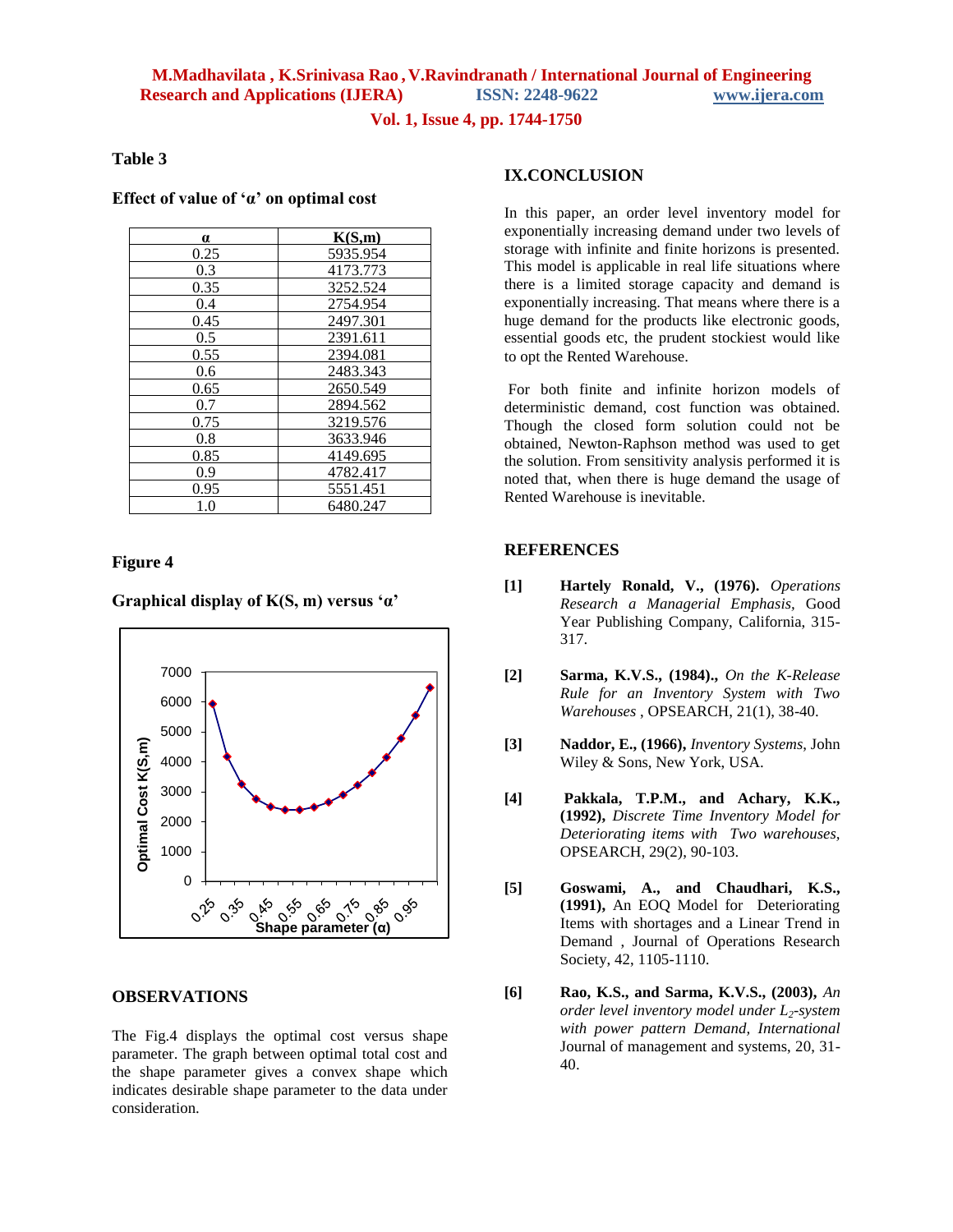**Table 3**

**Effect of value of 'α' on optimal cost**

| α | K(S,m) |
|---|---|
| 0.25 | 5935.954 |
| 0.3 | 4173.773 |
| 0.35 | 3252.524 |
| 0.4 | 2754.954 |
| 0.45 | 2497.301 |
| 0.5 | 2391.611 |
| 0.55 | 2394.081 |
| 0.6 | 2483.343 |
| 0.65 | 2650.549 |
| 0.7 | 2894.562 |
| 0.75 | 3219.576 |
| 0.8 | 3633.946 |
| 0.85 | 4149.695 |
| 0.9 | 4782.417 |
| 0.95 | 5551.451 |
| 1.0 | 6480.247 |

**Figure 4**

**Graphical display of K(S, m) versus 'α'**

Optimal Cost K(S,m)

7000
6000
5000
4000
3000
2000
1000
0

0.25 0.35 0.45 0.55 0.65 0.75 0.85 0.95

Shape parameter (α)

## OBSERVATIONS

The Fig.4 displays the optimal cost versus shape parameter. The graph between optimal total cost and the shape parameter gives a convex shape which indicates desirable shape parameter to the data under consideration.

## IX.CONCLUSION

In this paper, an order level inventory model for exponentially increasing demand under two levels of storage with infinite and finite horizons is presented. This model is applicable in real life situations where there is a limited storage capacity and demand is exponentially increasing. That means where there is a huge demand for the products like electronic goods, essential goods etc, the prudent stockiest would like to opt the Rented Warehouse.

For both finite and infinite horizon models of deterministic demand, cost function was obtained. Though the closed form solution could not be obtained, Newton-Raphson method was used to get the solution. From sensitivity analysis performed it is noted that, when there is huge demand the usage of Rented Warehouse is inevitable.

## REFERENCES

[1] **Hartely Ronald, V., (1976).** *Operations Research a Managerial Emphasis*, Good Year Publishing Company, California, 315-317.

[2] **Sarma, K.V.S., (1984).,** *On the K-Release Rule for an Inventory System with Two Warehouses* , OPSEARCH, 21(1), 38-40.

[3] **Naddor, E., (1966),** *Inventory Systems*, John Wiley & Sons, New York, USA.

[4] **Pakkala, T.P.M., and Achary, K.K., (1992),** *Discrete Time Inventory Model for Deteriorating items with Two warehouses*, OPSEARCH, 29(2), 90-103.

[5] **Goswami, A., and Chaudhari, K.S., (1991),** An EOQ Model for Deteriorating Items with shortages and a Linear Trend in Demand , Journal of Operations Research Society, 42, 1105-1110.

[6] **Rao, K.S., and Sarma, K.V.S., (2003),** *An order level inventory model under $L_2$-system with power pattern Demand, International* Journal of management and systems, 20, 31-40.